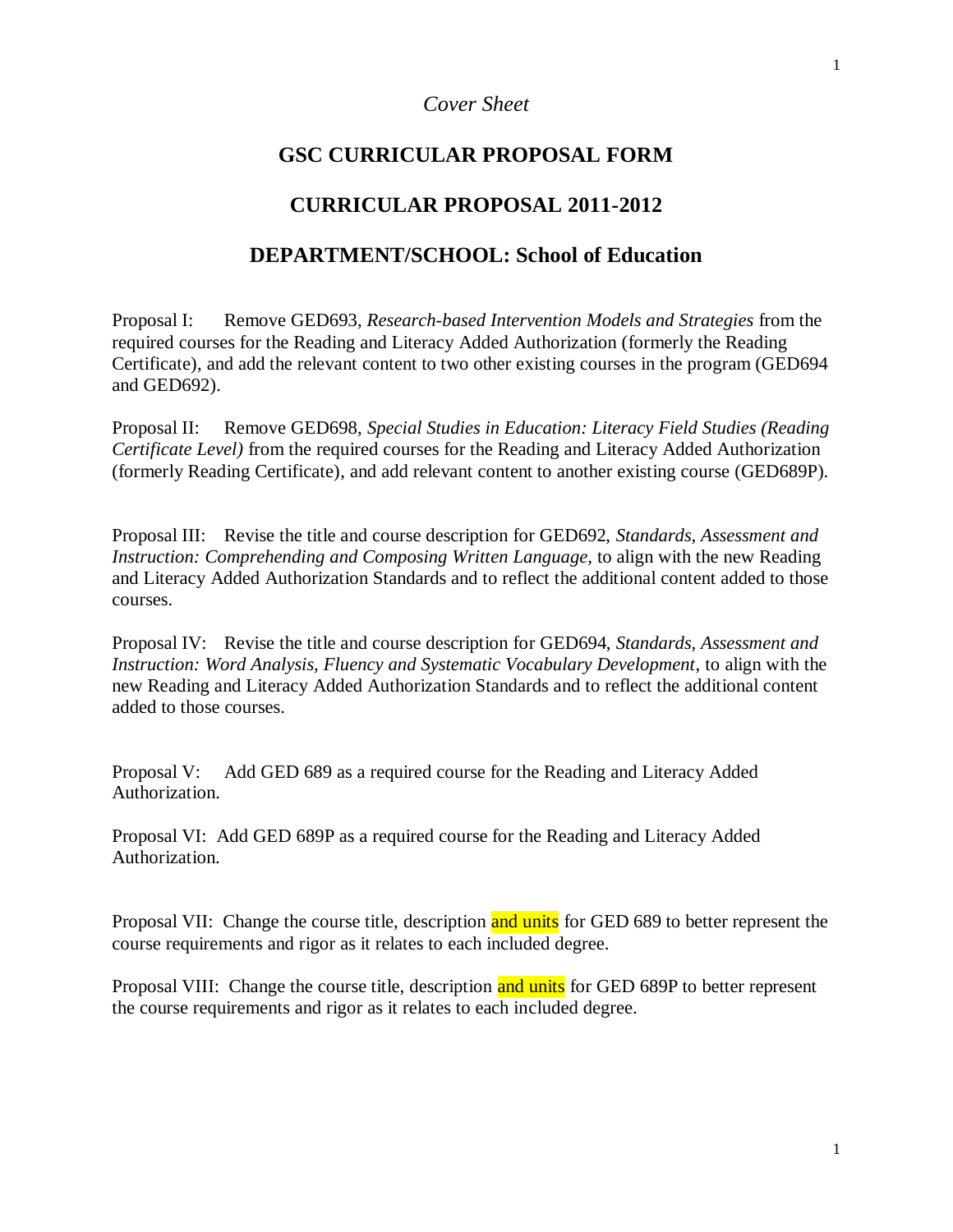*Cover Sheet*

# GSC CURRICULAR PROPOSAL FORM

## CURRICULAR PROPOSAL 2011-2012

## DEPARTMENT/SCHOOL: School of Education

Proposal I: Remove GED693, *Research-based Intervention Models and Strategies* from the required courses for the Reading and Literacy Added Authorization (formerly the Reading Certificate), and add the relevant content to two other existing courses in the program (GED694 and GED692).

Proposal II: Remove GED698, *Special Studies in Education: Literacy Field Studies (Reading Certificate Level)* from the required courses for the Reading and Literacy Added Authorization (formerly Reading Certificate), and add relevant content to another existing course (GED689P).

Proposal III: Revise the title and course description for GED692, *Standards, Assessment and Instruction: Comprehending and Composing Written Language*, to align with the new Reading and Literacy Added Authorization Standards and to reflect the additional content added to those courses.

Proposal IV: Revise the title and course description for GED694, *Standards, Assessment and Instruction: Word Analysis, Fluency and Systematic Vocabulary Development*, to align with the new Reading and Literacy Added Authorization Standards and to reflect the additional content added to those courses.

Proposal V: Add GED 689 as a required course for the Reading and Literacy Added Authorization.

Proposal VI: Add GED 689P as a required course for the Reading and Literacy Added Authorization.

Proposal VII: Change the course title, description and units for GED 689 to better represent the course requirements and rigor as it relates to each included degree.

Proposal VIII: Change the course title, description and units for GED 689P to better represent the course requirements and rigor as it relates to each included degree.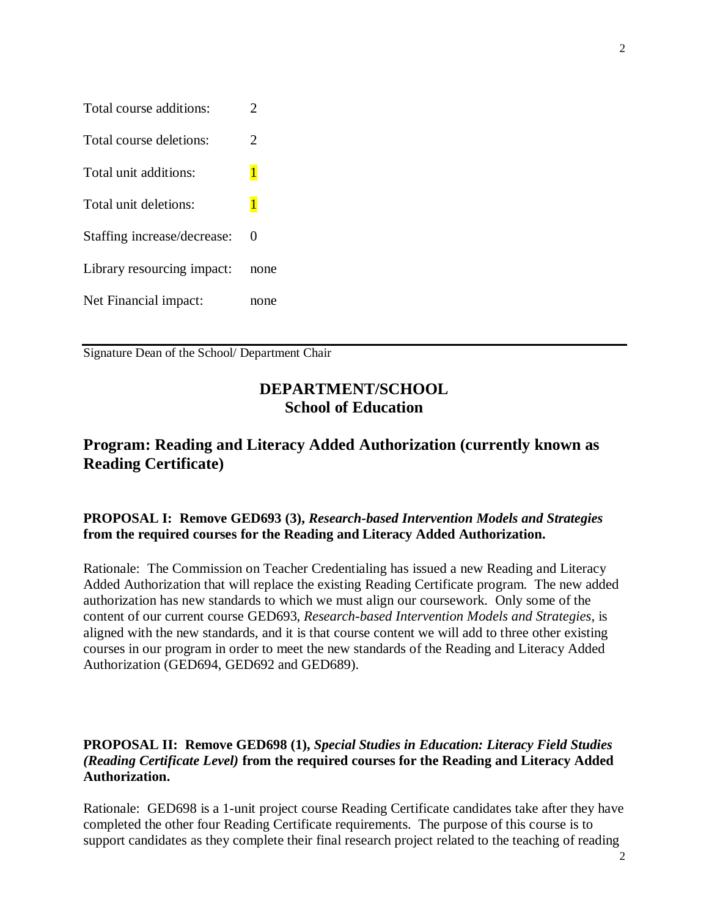| | |
|---|---|
| Total course additions: | 2 |
| Total course deletions: | 2 |
| Total unit additions: | 1 |
| Total unit deletions: | 1 |
| Staffing increase/decrease: | 0 |
| Library resourcing impact: | none |
| Net Financial impact: | none |

---

Signature Dean of the School/ Department Chair

## DEPARTMENT/SCHOOL
## School of Education

# Program: Reading and Literacy Added Authorization (currently known as Reading Certificate)

**PROPOSAL I: Remove GED693 (3),** ***Research-based Intervention Models and Strategies*** **from the required courses for the Reading and Literacy Added Authorization.**

Rationale: The Commission on Teacher Credentialing has issued a new Reading and Literacy Added Authorization that will replace the existing Reading Certificate program. The new added authorization has new standards to which we must align our coursework. Only some of the content of our current course GED693, *Research-based Intervention Models and Strategies*, is aligned with the new standards, and it is that course content we will add to three other existing courses in our program in order to meet the new standards of the Reading and Literacy Added Authorization (GED694, GED692 and GED689).

**PROPOSAL II: Remove GED698 (1),** ***Special Studies in Education: Literacy Field Studies (Reading Certificate Level)*** **from the required courses for the Reading and Literacy Added Authorization.**

Rationale: GED698 is a 1-unit project course Reading Certificate candidates take after they have completed the other four Reading Certificate requirements. The purpose of this course is to support candidates as they complete their final research project related to the teaching of reading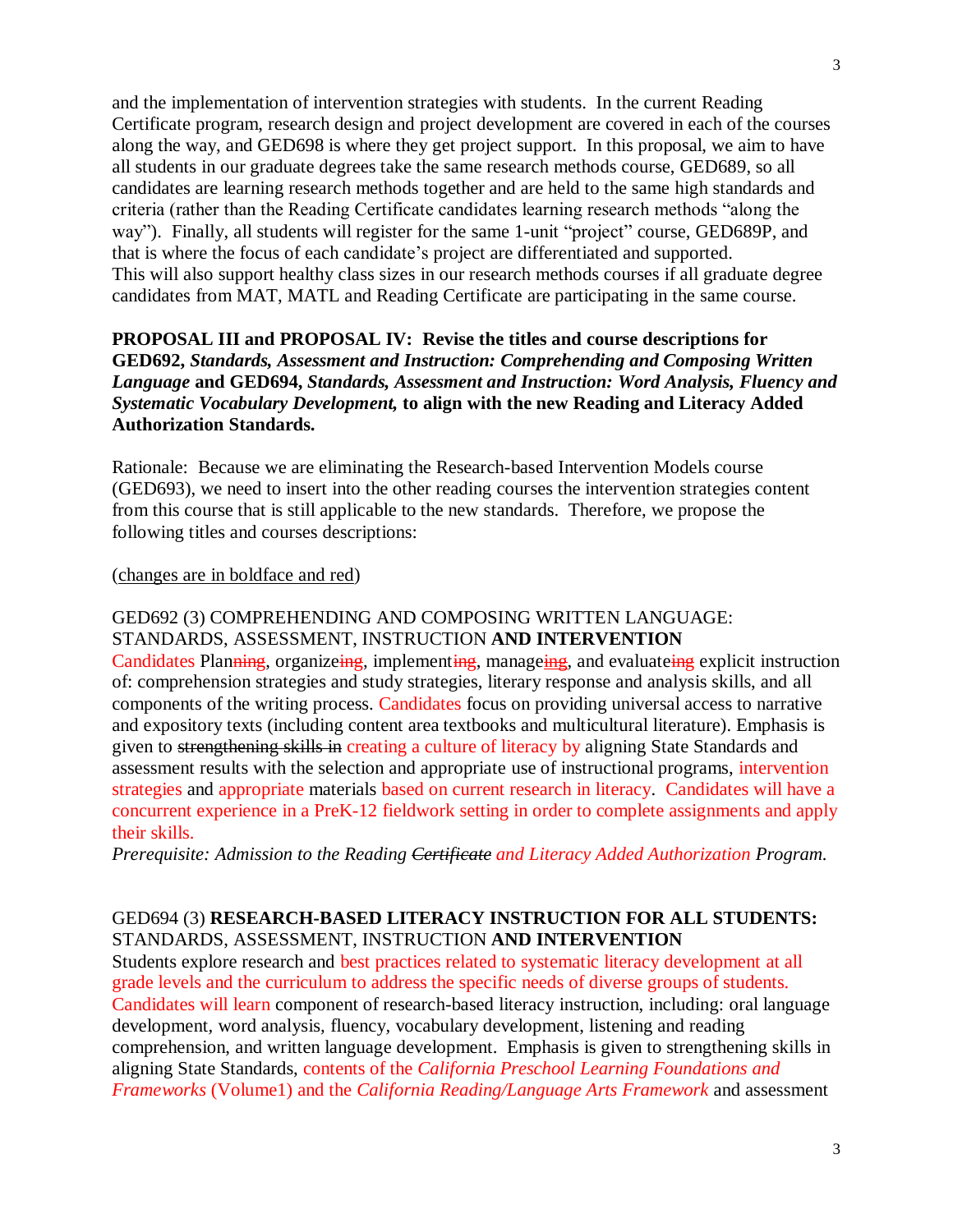and the implementation of intervention strategies with students. In the current Reading Certificate program, research design and project development are covered in each of the courses along the way, and GED698 is where they get project support. In this proposal, we aim to have all students in our graduate degrees take the same research methods course, GED689, so all candidates are learning research methods together and are held to the same high standards and criteria (rather than the Reading Certificate candidates learning research methods "along the way"). Finally, all students will register for the same 1-unit "project" course, GED689P, and that is where the focus of each candidate's project are differentiated and supported. This will also support healthy class sizes in our research methods courses if all graduate degree candidates from MAT, MATL and Reading Certificate are participating in the same course.

**PROPOSAL III and PROPOSAL IV: Revise the titles and course descriptions for GED692, *Standards, Assessment and Instruction: Comprehending and Composing Written Language* and GED694, *Standards, Assessment and Instruction: Word Analysis, Fluency and Systematic Vocabulary Development,* to align with the new Reading and Literacy Added Authorization Standards.**

Rationale: Because we are eliminating the Research-based Intervention Models course (GED693), we need to insert into the other reading courses the intervention strategies content from this course that is still applicable to the new standards. Therefore, we propose the following titles and courses descriptions:

(changes are in boldface and red)

GED692 (3) COMPREHENDING AND COMPOSING WRITTEN LANGUAGE: STANDARDS, ASSESSMENT, INSTRUCTION **AND INTERVENTION**
Candidates Plan~~ning~~, organize~~ing~~, implement~~ing~~, manage~~ing~~, and evaluate~~ing~~ explicit instruction of: comprehension strategies and study strategies, literary response and analysis skills, and all components of the writing process. Candidates focus on providing universal access to narrative and expository texts (including content area textbooks and multicultural literature). Emphasis is given to ~~strengthening skills in~~ creating a culture of literacy by aligning State Standards and assessment results with the selection and appropriate use of instructional programs, intervention strategies and appropriate materials based on current research in literacy. Candidates will have a concurrent experience in a PreK-12 fieldwork setting in order to complete assignments and apply their skills.
*Prerequisite: Admission to the Reading ~~Certificate~~ and Literacy Added Authorization Program.*

GED694 (3) **RESEARCH-BASED LITERACY INSTRUCTION FOR ALL STUDENTS:** STANDARDS, ASSESSMENT, INSTRUCTION **AND INTERVENTION**
Students explore research and best practices related to systematic literacy development at all grade levels and the curriculum to address the specific needs of diverse groups of students. Candidates will learn component of research-based literacy instruction, including: oral language development, word analysis, fluency, vocabulary development, listening and reading comprehension, and written language development. Emphasis is given to strengthening skills in aligning State Standards, contents of the *California Preschool Learning Foundations and Frameworks* (Volume1) and the *California Reading/Language Arts Framework* and assessment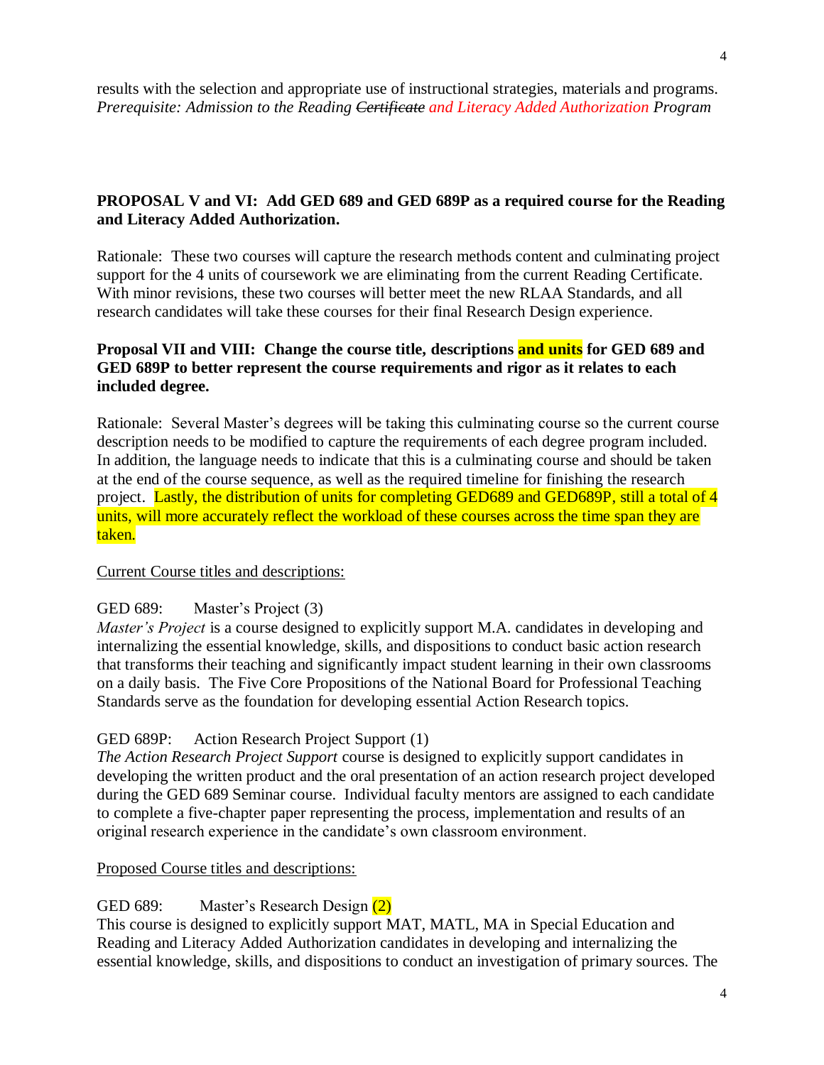results with the selection and appropriate use of instructional strategies, materials and programs. *Prerequisite: Admission to the Reading ~~Certificate~~ and Literacy Added Authorization Program*

**PROPOSAL V and VI: Add GED 689 and GED 689P as a required course for the Reading and Literacy Added Authorization.**

Rationale: These two courses will capture the research methods content and culminating project support for the 4 units of coursework we are eliminating from the current Reading Certificate. With minor revisions, these two courses will better meet the new RLAA Standards, and all research candidates will take these courses for their final Research Design experience.

**Proposal VII and VIII: Change the course title, descriptions and units for GED 689 and GED 689P to better represent the course requirements and rigor as it relates to each included degree.**

Rationale: Several Master's degrees will be taking this culminating course so the current course description needs to be modified to capture the requirements of each degree program included. In addition, the language needs to indicate that this is a culminating course and should be taken at the end of the course sequence, as well as the required timeline for finishing the research project. Lastly, the distribution of units for completing GED689 and GED689P, still a total of 4 units, will more accurately reflect the workload of these courses across the time span they are taken.

Current Course titles and descriptions:

GED 689: Master's Project (3)
*Master's Project* is a course designed to explicitly support M.A. candidates in developing and internalizing the essential knowledge, skills, and dispositions to conduct basic action research that transforms their teaching and significantly impact student learning in their own classrooms on a daily basis. The Five Core Propositions of the National Board for Professional Teaching Standards serve as the foundation for developing essential Action Research topics.

GED 689P: Action Research Project Support (1)
*The Action Research Project Support* course is designed to explicitly support candidates in developing the written product and the oral presentation of an action research project developed during the GED 689 Seminar course. Individual faculty mentors are assigned to each candidate to complete a five-chapter paper representing the process, implementation and results of an original research experience in the candidate's own classroom environment.

Proposed Course titles and descriptions:

GED 689: Master's Research Design (2)
This course is designed to explicitly support MAT, MATL, MA in Special Education and Reading and Literacy Added Authorization candidates in developing and internalizing the essential knowledge, skills, and dispositions to conduct an investigation of primary sources. The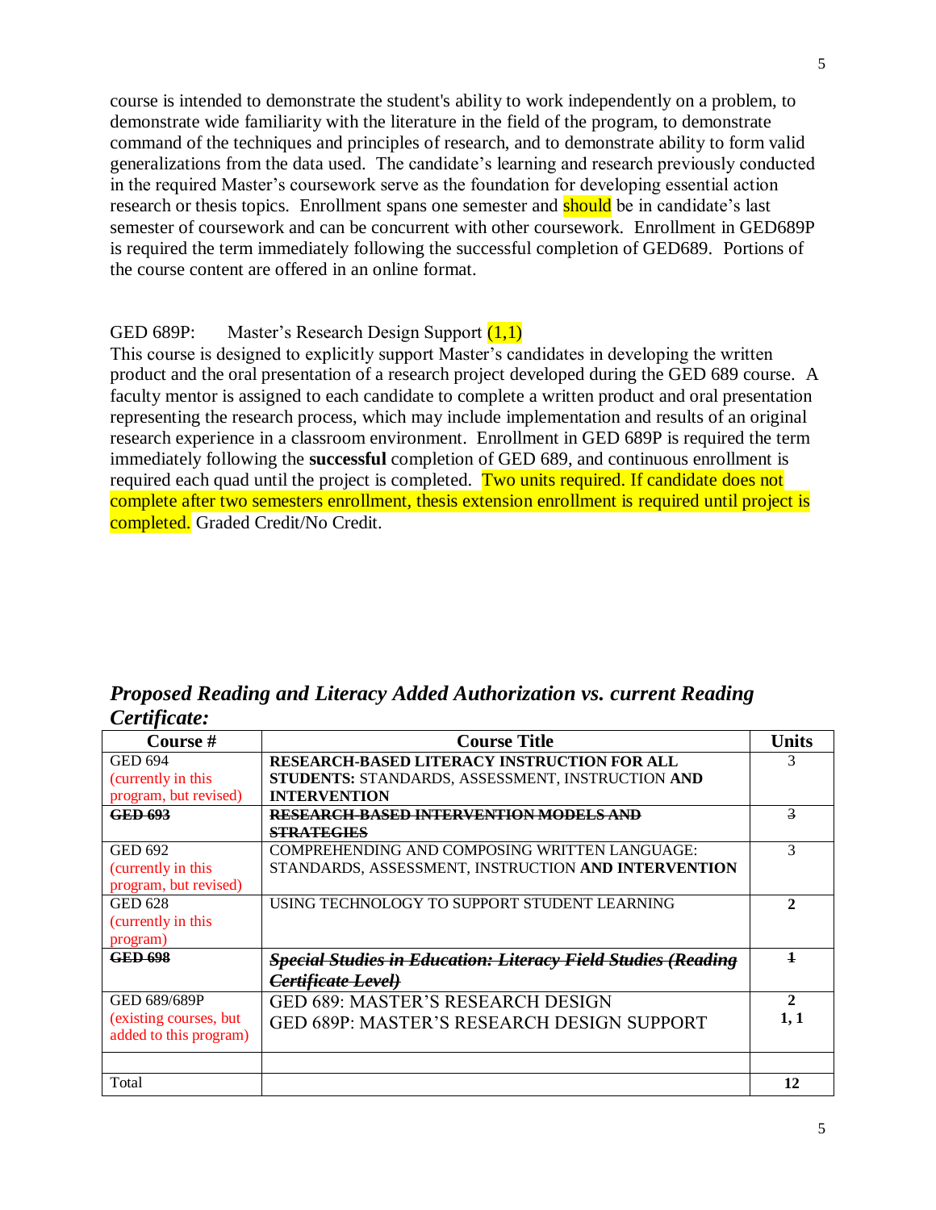course is intended to demonstrate the student's ability to work independently on a problem, to demonstrate wide familiarity with the literature in the field of the program, to demonstrate command of the techniques and principles of research, and to demonstrate ability to form valid generalizations from the data used. The candidate's learning and research previously conducted in the required Master's coursework serve as the foundation for developing essential action research or thesis topics. Enrollment spans one semester and should be in candidate's last semester of coursework and can be concurrent with other coursework. Enrollment in GED689P is required the term immediately following the successful completion of GED689. Portions of the course content are offered in an online format.

GED 689P: Master's Research Design Support (1,1)

This course is designed to explicitly support Master's candidates in developing the written product and the oral presentation of a research project developed during the GED 689 course. A faculty mentor is assigned to each candidate to complete a written product and oral presentation representing the research process, which may include implementation and results of an original research experience in a classroom environment. Enrollment in GED 689P is required the term immediately following the **successful** completion of GED 689, and continuous enrollment is required each quad until the project is completed. Two units required. If candidate does not complete after two semesters enrollment, thesis extension enrollment is required until project is completed. Graded Credit/No Credit.

## *Proposed Reading and Literacy Added Authorization vs. current Reading Certificate:*

| Course # | Course Title | Units |
|---|---|---|
| GED 694 (currently in this program, but revised) | **RESEARCH-BASED LITERACY INSTRUCTION FOR ALL STUDENTS:** STANDARDS, ASSESSMENT, INSTRUCTION **AND INTERVENTION** | 3 |
| ~~**GED 693**~~ | ~~**RESEARCH-BASED INTERVENTION MODELS AND STRATEGIES**~~ | ~~3~~ |
| GED 692 (currently in this program, but revised) | COMPREHENDING AND COMPOSING WRITTEN LANGUAGE: STANDARDS, ASSESSMENT, INSTRUCTION **AND INTERVENTION** | 3 |
| GED 628 (currently in this program) | USING TECHNOLOGY TO SUPPORT STUDENT LEARNING | **2** |
| ~~**GED 698**~~ | ~~***Special Studies in Education: Literacy Field Studies (Reading Certificate Level)***~~ | ~~**1**~~ |
| GED 689/689P (existing courses, but added to this program) | GED 689: MASTER'S RESEARCH DESIGN<br>GED 689P: MASTER'S RESEARCH DESIGN SUPPORT | **2**<br>**1, 1** |
| | | |
| Total | | **12** |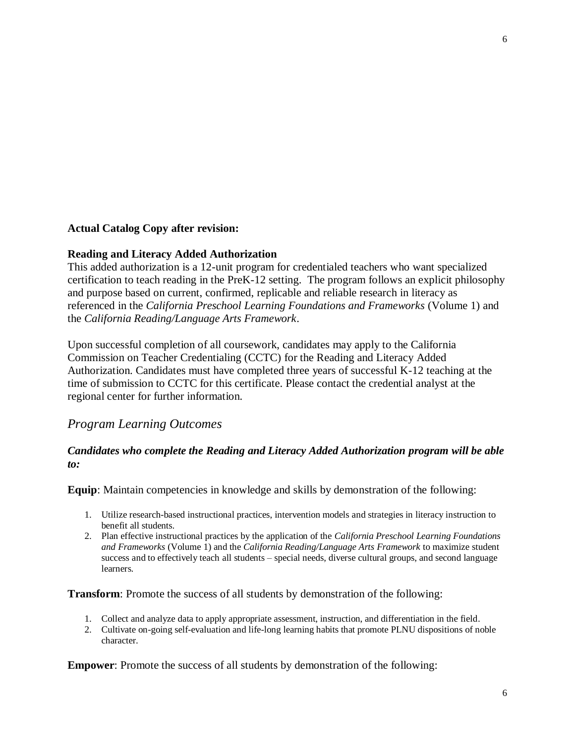**Actual Catalog Copy after revision:**

**Reading and Literacy Added Authorization**

This added authorization is a 12-unit program for credentialed teachers who want specialized certification to teach reading in the PreK-12 setting. The program follows an explicit philosophy and purpose based on current, confirmed, replicable and reliable research in literacy as referenced in the *California Preschool Learning Foundations and Frameworks* (Volume 1) and the *California Reading/Language Arts Framework*.

Upon successful completion of all coursework, candidates may apply to the California Commission on Teacher Credentialing (CCTC) for the Reading and Literacy Added Authorization. Candidates must have completed three years of successful K-12 teaching at the time of submission to CCTC for this certificate. Please contact the credential analyst at the regional center for further information.

## *Program Learning Outcomes*

***Candidates who complete the Reading and Literacy Added Authorization program will be able to:***

**Equip**: Maintain competencies in knowledge and skills by demonstration of the following:

1. Utilize research-based instructional practices, intervention models and strategies in literacy instruction to benefit all students.
2. Plan effective instructional practices by the application of the *California Preschool Learning Foundations and Frameworks* (Volume 1) and the *California Reading/Language Arts Framework* to maximize student success and to effectively teach all students – special needs, diverse cultural groups, and second language learners.

**Transform**: Promote the success of all students by demonstration of the following:

1. Collect and analyze data to apply appropriate assessment, instruction, and differentiation in the field.
2. Cultivate on-going self-evaluation and life-long learning habits that promote PLNU dispositions of noble character.

**Empower**: Promote the success of all students by demonstration of the following: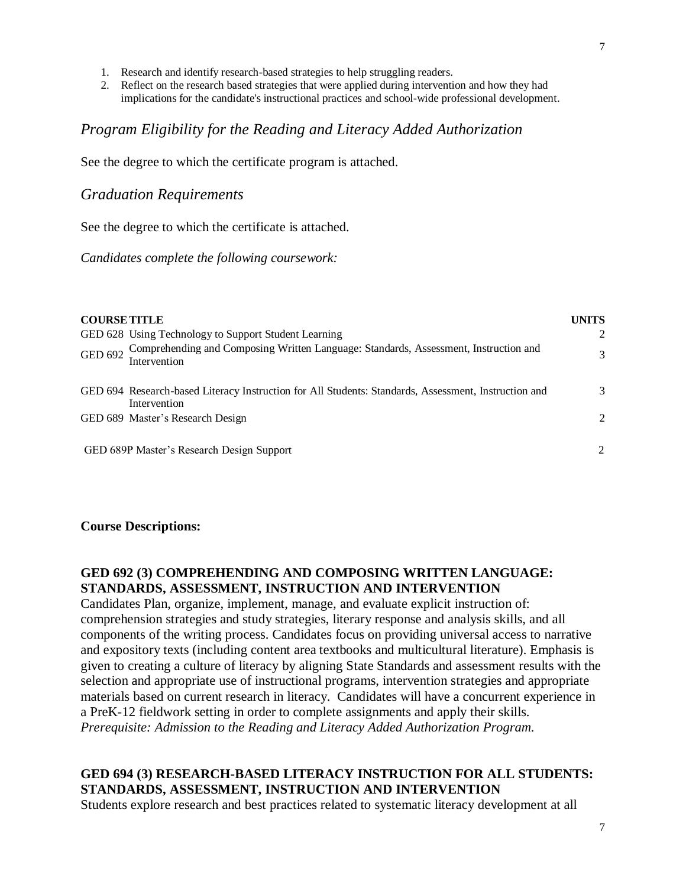1. Research and identify research-based strategies to help struggling readers.
2. Reflect on the research based strategies that were applied during intervention and how they had implications for the candidate's instructional practices and school-wide professional development.

## *Program Eligibility for the Reading and Literacy Added Authorization*

See the degree to which the certificate program is attached.

## *Graduation Requirements*

See the degree to which the certificate is attached.

*Candidates complete the following coursework:*

| COURSE | TITLE | UNITS |
|---|---|---|
| GED 628 | Using Technology to Support Student Learning | 2 |
| GED 692 | Comprehending and Composing Written Language: Standards, Assessment, Instruction and Intervention | 3 |
| GED 694 | Research-based Literacy Instruction for All Students: Standards, Assessment, Instruction and Intervention | 3 |
| GED 689 | Master's Research Design | 2 |
| GED 689P | Master's Research Design Support | 2 |

**Course Descriptions:**

**GED 692 (3) COMPREHENDING AND COMPOSING WRITTEN LANGUAGE: STANDARDS, ASSESSMENT, INSTRUCTION AND INTERVENTION**

Candidates Plan, organize, implement, manage, and evaluate explicit instruction of: comprehension strategies and study strategies, literary response and analysis skills, and all components of the writing process. Candidates focus on providing universal access to narrative and expository texts (including content area textbooks and multicultural literature). Emphasis is given to creating a culture of literacy by aligning State Standards and assessment results with the selection and appropriate use of instructional programs, intervention strategies and appropriate materials based on current research in literacy. Candidates will have a concurrent experience in a PreK-12 fieldwork setting in order to complete assignments and apply their skills.
*Prerequisite: Admission to the Reading and Literacy Added Authorization Program.*

**GED 694 (3) RESEARCH-BASED LITERACY INSTRUCTION FOR ALL STUDENTS: STANDARDS, ASSESSMENT, INSTRUCTION AND INTERVENTION**

Students explore research and best practices related to systematic literacy development at all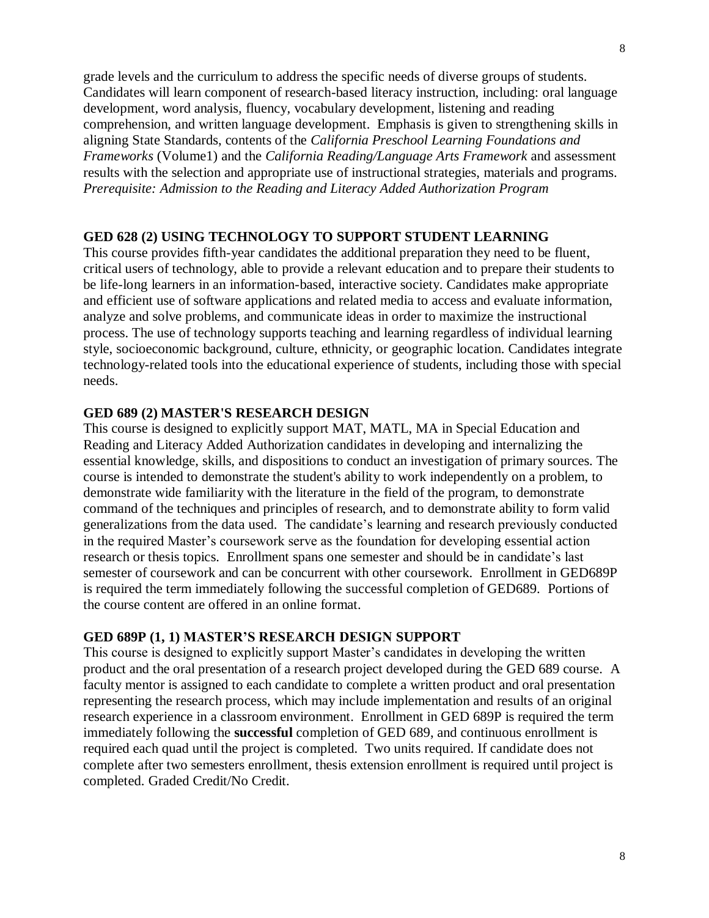grade levels and the curriculum to address the specific needs of diverse groups of students. Candidates will learn component of research-based literacy instruction, including: oral language development, word analysis, fluency, vocabulary development, listening and reading comprehension, and written language development. Emphasis is given to strengthening skills in aligning State Standards, contents of the *California Preschool Learning Foundations and Frameworks* (Volume1) and the *California Reading/Language Arts Framework* and assessment results with the selection and appropriate use of instructional strategies, materials and programs. *Prerequisite: Admission to the Reading and Literacy Added Authorization Program*

**GED 628 (2) USING TECHNOLOGY TO SUPPORT STUDENT LEARNING**

This course provides fifth-year candidates the additional preparation they need to be fluent, critical users of technology, able to provide a relevant education and to prepare their students to be life-long learners in an information-based, interactive society. Candidates make appropriate and efficient use of software applications and related media to access and evaluate information, analyze and solve problems, and communicate ideas in order to maximize the instructional process. The use of technology supports teaching and learning regardless of individual learning style, socioeconomic background, culture, ethnicity, or geographic location. Candidates integrate technology-related tools into the educational experience of students, including those with special needs.

**GED 689 (2) MASTER'S RESEARCH DESIGN**

This course is designed to explicitly support MAT, MATL, MA in Special Education and Reading and Literacy Added Authorization candidates in developing and internalizing the essential knowledge, skills, and dispositions to conduct an investigation of primary sources. The course is intended to demonstrate the student's ability to work independently on a problem, to demonstrate wide familiarity with the literature in the field of the program, to demonstrate command of the techniques and principles of research, and to demonstrate ability to form valid generalizations from the data used. The candidate's learning and research previously conducted in the required Master's coursework serve as the foundation for developing essential action research or thesis topics. Enrollment spans one semester and should be in candidate's last semester of coursework and can be concurrent with other coursework. Enrollment in GED689P is required the term immediately following the successful completion of GED689. Portions of the course content are offered in an online format.

**GED 689P (1, 1) MASTER'S RESEARCH DESIGN SUPPORT**

This course is designed to explicitly support Master's candidates in developing the written product and the oral presentation of a research project developed during the GED 689 course. A faculty mentor is assigned to each candidate to complete a written product and oral presentation representing the research process, which may include implementation and results of an original research experience in a classroom environment. Enrollment in GED 689P is required the term immediately following the **successful** completion of GED 689, and continuous enrollment is required each quad until the project is completed. Two units required. If candidate does not complete after two semesters enrollment, thesis extension enrollment is required until project is completed. Graded Credit/No Credit.